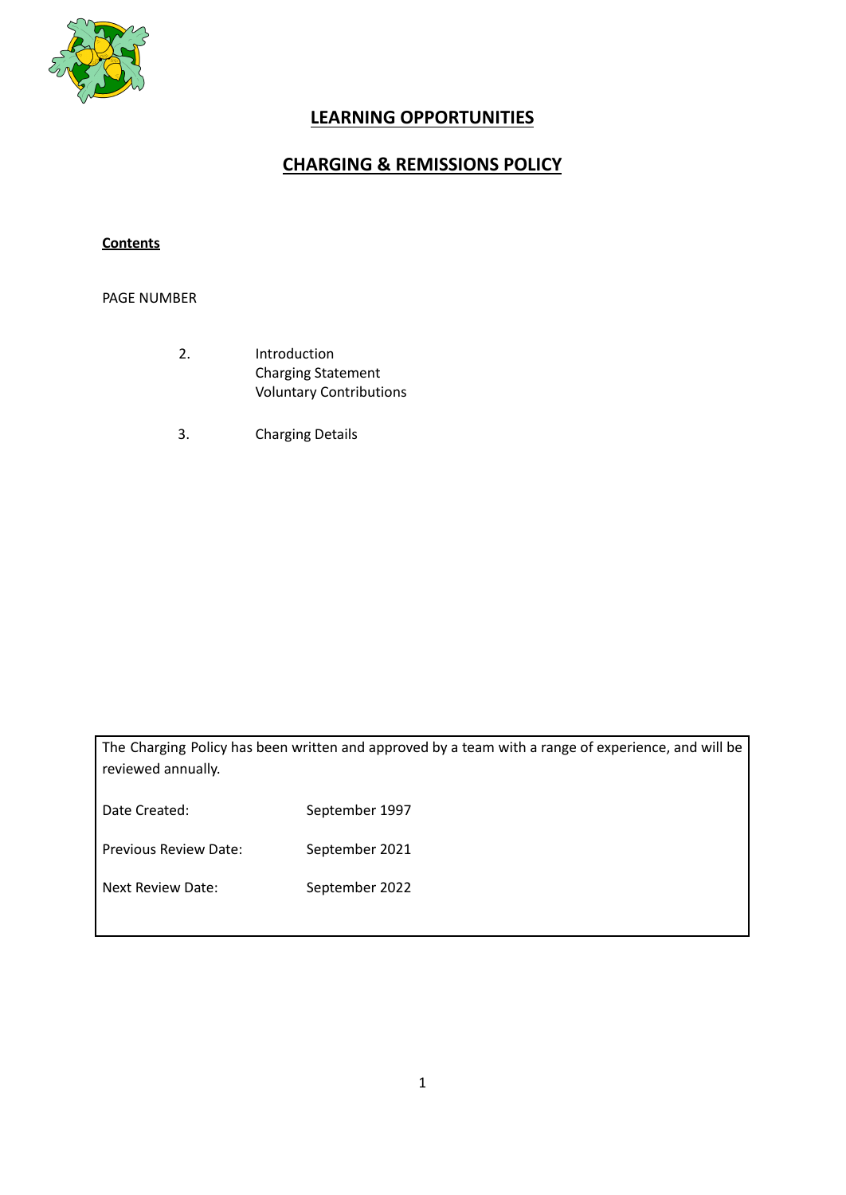# LEARNING OPPORTUNITIES

# CHARGING & REMISSIONS POLICY

**Contents**

PAGE NUMBER

| | |
|---|---|
| 2. | Introduction<br>Charging Statement<br>Voluntary Contributions |
| 3. | Charging Details |

The Charging Policy has been written and approved by a team with a range of experience, and will be reviewed annually.

| | |
|---|---|
| Date Created: | September 1997 |
| Previous Review Date: | September 2021 |
| Next Review Date: | September 2022 |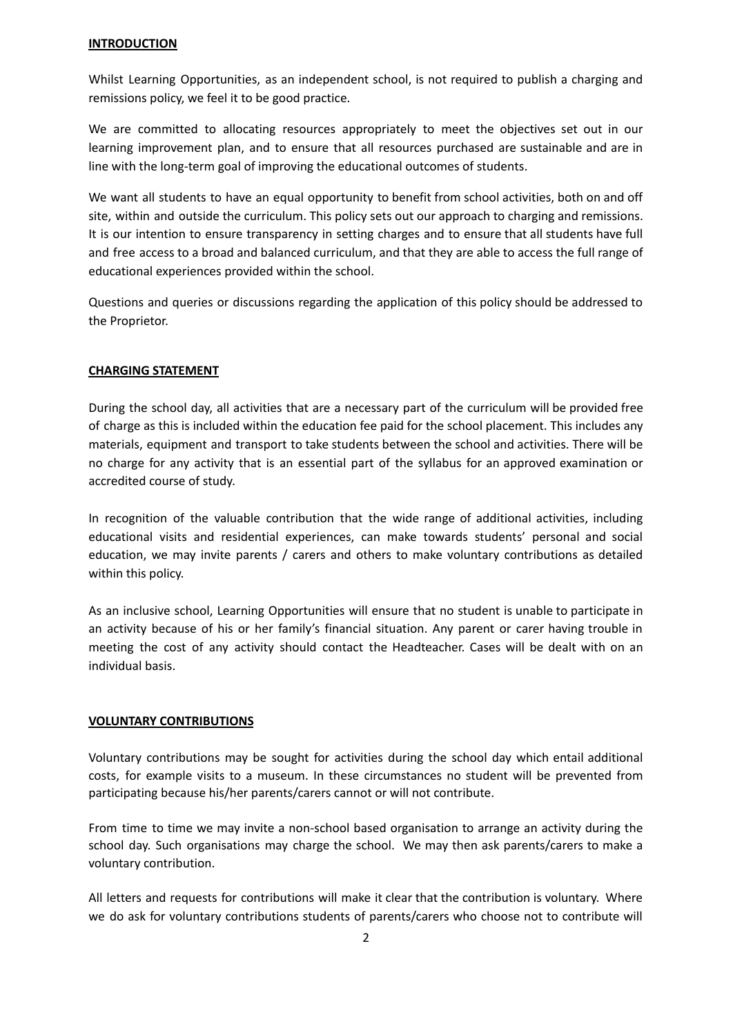## INTRODUCTION

Whilst Learning Opportunities, as an independent school, is not required to publish a charging and remissions policy, we feel it to be good practice.

We are committed to allocating resources appropriately to meet the objectives set out in our learning improvement plan, and to ensure that all resources purchased are sustainable and are in line with the long-term goal of improving the educational outcomes of students.

We want all students to have an equal opportunity to benefit from school activities, both on and off site, within and outside the curriculum. This policy sets out our approach to charging and remissions. It is our intention to ensure transparency in setting charges and to ensure that all students have full and free access to a broad and balanced curriculum, and that they are able to access the full range of educational experiences provided within the school.

Questions and queries or discussions regarding the application of this policy should be addressed to the Proprietor.

## CHARGING STATEMENT

During the school day, all activities that are a necessary part of the curriculum will be provided free of charge as this is included within the education fee paid for the school placement. This includes any materials, equipment and transport to take students between the school and activities. There will be no charge for any activity that is an essential part of the syllabus for an approved examination or accredited course of study.

In recognition of the valuable contribution that the wide range of additional activities, including educational visits and residential experiences, can make towards students' personal and social education, we may invite parents / carers and others to make voluntary contributions as detailed within this policy.

As an inclusive school, Learning Opportunities will ensure that no student is unable to participate in an activity because of his or her family's financial situation. Any parent or carer having trouble in meeting the cost of any activity should contact the Headteacher. Cases will be dealt with on an individual basis.

## VOLUNTARY CONTRIBUTIONS

Voluntary contributions may be sought for activities during the school day which entail additional costs, for example visits to a museum. In these circumstances no student will be prevented from participating because his/her parents/carers cannot or will not contribute.

From time to time we may invite a non-school based organisation to arrange an activity during the school day. Such organisations may charge the school. We may then ask parents/carers to make a voluntary contribution.

All letters and requests for contributions will make it clear that the contribution is voluntary. Where we do ask for voluntary contributions students of parents/carers who choose not to contribute will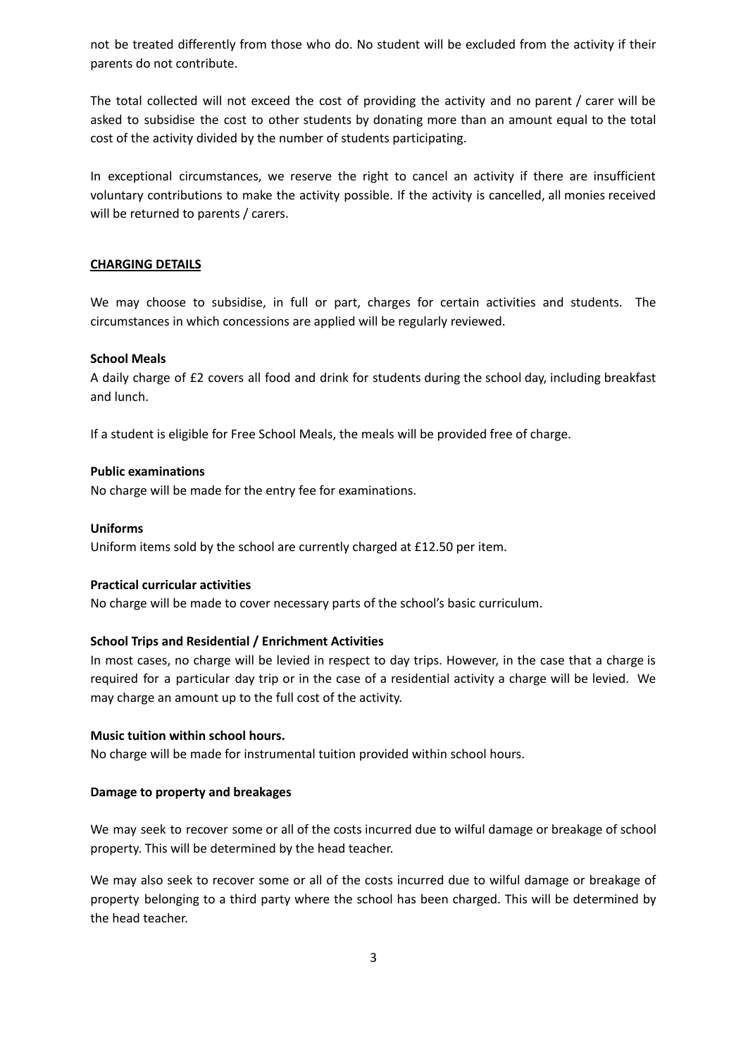not be treated differently from those who do. No student will be excluded from the activity if their parents do not contribute.

The total collected will not exceed the cost of providing the activity and no parent / carer will be asked to subsidise the cost to other students by donating more than an amount equal to the total cost of the activity divided by the number of students participating.

In exceptional circumstances, we reserve the right to cancel an activity if there are insufficient voluntary contributions to make the activity possible. If the activity is cancelled, all monies received will be returned to parents / carers.

## CHARGING DETAILS

We may choose to subsidise, in full or part, charges for certain activities and students. The circumstances in which concessions are applied will be regularly reviewed.

**School Meals**

A daily charge of £2 covers all food and drink for students during the school day, including breakfast and lunch.

If a student is eligible for Free School Meals, the meals will be provided free of charge.

**Public examinations**

No charge will be made for the entry fee for examinations.

**Uniforms**

Uniform items sold by the school are currently charged at £12.50 per item.

**Practical curricular activities**

No charge will be made to cover necessary parts of the school's basic curriculum.

**School Trips and Residential / Enrichment Activities**

In most cases, no charge will be levied in respect to day trips. However, in the case that a charge is required for a particular day trip or in the case of a residential activity a charge will be levied. We may charge an amount up to the full cost of the activity.

**Music tuition within school hours.**

No charge will be made for instrumental tuition provided within school hours.

**Damage to property and breakages**

We may seek to recover some or all of the costs incurred due to wilful damage or breakage of school property. This will be determined by the head teacher.

We may also seek to recover some or all of the costs incurred due to wilful damage or breakage of property belonging to a third party where the school has been charged. This will be determined by the head teacher.